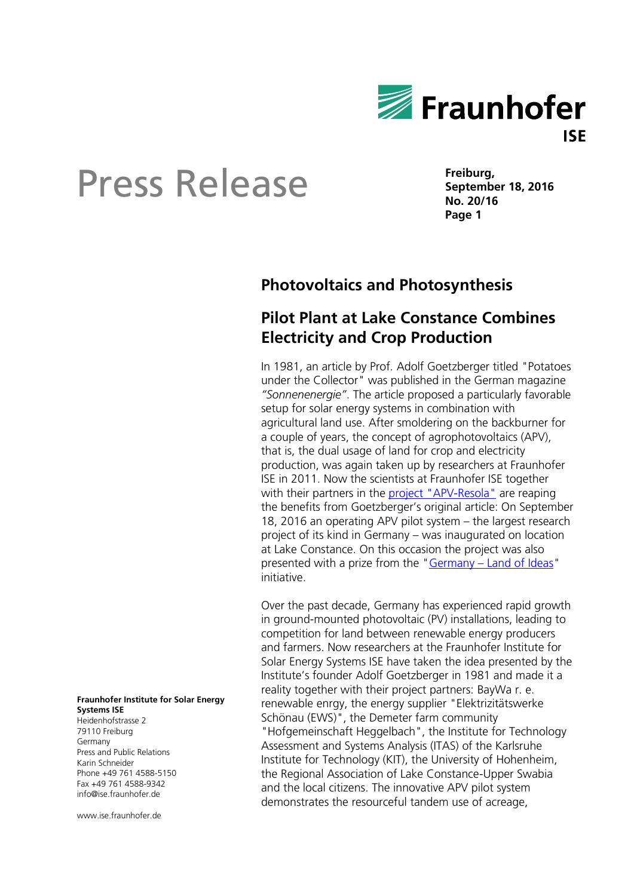# Press Release

**Freiburg,**
**September 18, 2016**
**No. 20/16**

## Photovoltaics and Photosynthesis

## Pilot Plant at Lake Constance Combines Electricity and Crop Production

In 1981, an article by Prof. Adolf Goetzberger titled "Potatoes under the Collector" was published in the German magazine *"Sonnenenergie"*. The article proposed a particularly favorable setup for solar energy systems in combination with agricultural land use. After smoldering on the backburner for a couple of years, the concept of agrophotovoltaics (APV), that is, the dual usage of land for crop and electricity production, was again taken up by researchers at Fraunhofer ISE in 2011. Now the scientists at Fraunhofer ISE together with their partners in the project "APV-Resola" are reaping the benefits from Goetzberger's original article: On September 18, 2016 an operating APV pilot system – the largest research project of its kind in Germany – was inaugurated on location at Lake Constance. On this occasion the project was also presented with a prize from the "Germany – Land of Ideas" initiative.

Over the past decade, Germany has experienced rapid growth in ground-mounted photovoltaic (PV) installations, leading to competition for land between renewable energy producers and farmers. Now researchers at the Fraunhofer Institute for Solar Energy Systems ISE have taken the idea presented by the Institute's founder Adolf Goetzberger in 1981 and made it a reality together with their project partners: BayWa r. e. renewable enrgy, the energy supplier "Elektrizitätswerke Schönau (EWS)", the Demeter farm community "Hofgemeinschaft Heggelbach", the Institute for Technology Assessment and Systems Analysis (ITAS) of the Karlsruhe Institute for Technology (KIT), the University of Hohenheim, the Regional Association of Lake Constance-Upper Swabia and the local citizens. The innovative APV pilot system demonstrates the resourceful tandem use of acreage,

**Fraunhofer Institute for Solar Energy Systems ISE**
Heidenhofstrasse 2
79110 Freiburg
Germany
Press and Public Relations
Karin Schneider
Phone +49 761 4588-5150
Fax +49 761 4588-9342
info@ise.fraunhofer.de

www.ise.fraunhofer.de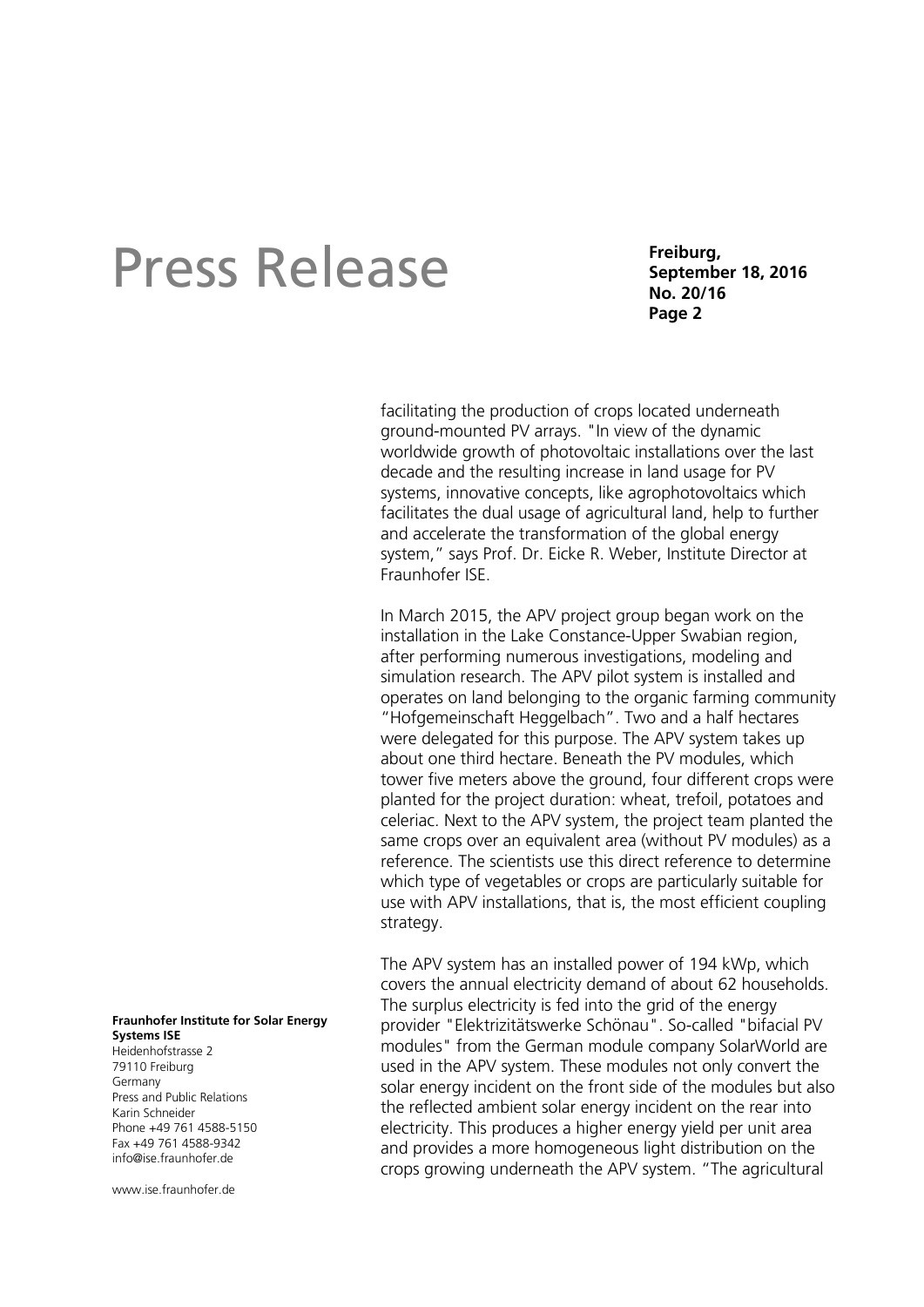facilitating the production of crops located underneath ground-mounted PV arrays. "In view of the dynamic worldwide growth of photovoltaic installations over the last decade and the resulting increase in land usage for PV systems, innovative concepts, like agrophotovoltaics which facilitates the dual usage of agricultural land, help to further and accelerate the transformation of the global energy system," says Prof. Dr. Eicke R. Weber, Institute Director at Fraunhofer ISE.

In March 2015, the APV project group began work on the installation in the Lake Constance-Upper Swabian region, after performing numerous investigations, modeling and simulation research. The APV pilot system is installed and operates on land belonging to the organic farming community "Hofgemeinschaft Heggelbach". Two and a half hectares were delegated for this purpose. The APV system takes up about one third hectare. Beneath the PV modules, which tower five meters above the ground, four different crops were planted for the project duration: wheat, trefoil, potatoes and celeriac. Next to the APV system, the project team planted the same crops over an equivalent area (without PV modules) as a reference. The scientists use this direct reference to determine which type of vegetables or crops are particularly suitable for use with APV installations, that is, the most efficient coupling strategy.

The APV system has an installed power of 194 kWp, which covers the annual electricity demand of about 62 households. The surplus electricity is fed into the grid of the energy provider "Elektrizitätswerke Schönau". So-called "bifacial PV modules" from the German module company SolarWorld are used in the APV system. These modules not only convert the solar energy incident on the front side of the modules but also the reflected ambient solar energy incident on the rear into electricity. This produces a higher energy yield per unit area and provides a more homogeneous light distribution on the crops growing underneath the APV system. "The agricultural

**Fraunhofer Institute for Solar Energy Systems ISE**
Heidenhofstrasse 2
79110 Freiburg
Germany
Press and Public Relations
Karin Schneider
Phone +49 761 4588-5150
Fax +49 761 4588-9342
info@ise.fraunhofer.de

www.ise.fraunhofer.de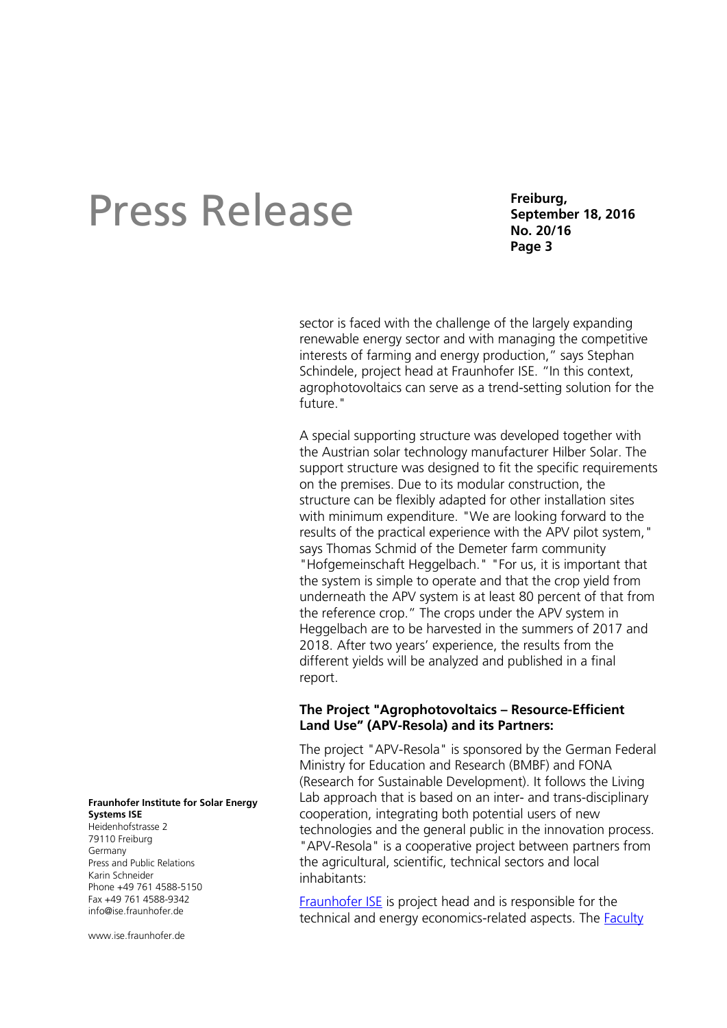sector is faced with the challenge of the largely expanding renewable energy sector and with managing the competitive interests of farming and energy production," says Stephan Schindele, project head at Fraunhofer ISE. "In this context, agrophotovoltaics can serve as a trend-setting solution for the future."

A special supporting structure was developed together with the Austrian solar technology manufacturer Hilber Solar. The support structure was designed to fit the specific requirements on the premises. Due to its modular construction, the structure can be flexibly adapted for other installation sites with minimum expenditure. "We are looking forward to the results of the practical experience with the APV pilot system," says Thomas Schmid of the Demeter farm community "Hofgemeinschaft Heggelbach." "For us, it is important that the system is simple to operate and that the crop yield from underneath the APV system is at least 80 percent of that from the reference crop." The crops under the APV system in Heggelbach are to be harvested in the summers of 2017 and 2018. After two years' experience, the results from the different yields will be analyzed and published in a final report.

**The Project "Agrophotovoltaics – Resource-Efficient Land Use" (APV-Resola) and its Partners:**

The project "APV-Resola" is sponsored by the German Federal Ministry for Education and Research (BMBF) and FONA (Research for Sustainable Development). It follows the Living Lab approach that is based on an inter- and trans-disciplinary cooperation, integrating both potential users of new technologies and the general public in the innovation process. "APV-Resola" is a cooperative project between partners from the agricultural, scientific, technical sectors and local inhabitants:

Fraunhofer ISE is project head and is responsible for the technical and energy economics-related aspects. The Faculty

**Fraunhofer Institute for Solar Energy Systems ISE**
Heidenhofstrasse 2
79110 Freiburg
Germany
Press and Public Relations
Karin Schneider
Phone +49 761 4588-5150
Fax +49 761 4588-9342
info@ise.fraunhofer.de

www.ise.fraunhofer.de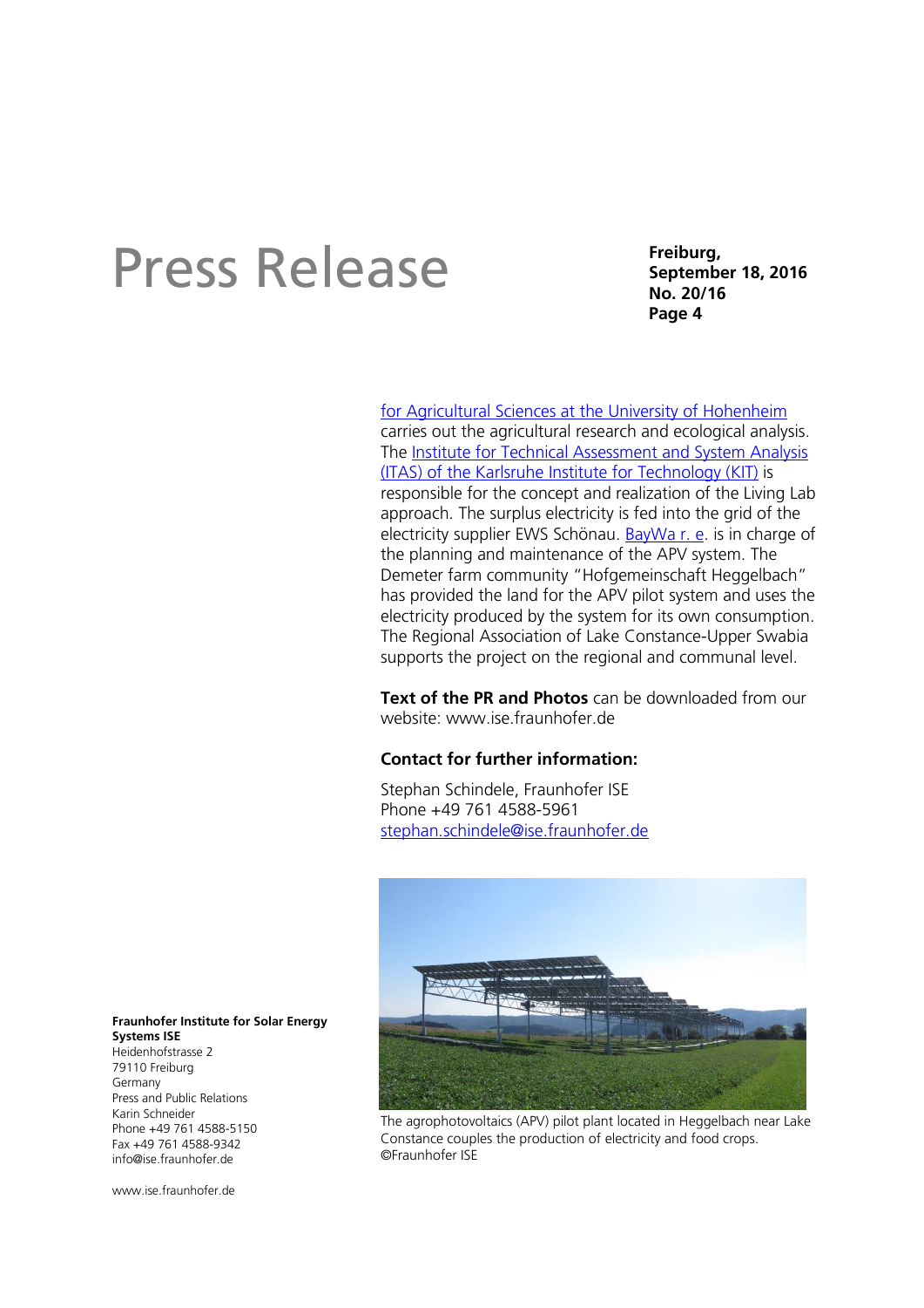for Agricultural Sciences at the University of Hohenheim carries out the agricultural research and ecological analysis. The Institute for Technical Assessment and System Analysis (ITAS) of the Karlsruhe Institute for Technology (KIT) is responsible for the concept and realization of the Living Lab approach. The surplus electricity is fed into the grid of the electricity supplier EWS Schönau. BayWa r. e. is in charge of the planning and maintenance of the APV system. The Demeter farm community "Hofgemeinschaft Heggelbach" has provided the land for the APV pilot system and uses the electricity produced by the system for its own consumption. The Regional Association of Lake Constance-Upper Swabia supports the project on the regional and communal level.

**Text of the PR and Photos** can be downloaded from our website: www.ise.fraunhofer.de

**Contact for further information:**

Stephan Schindele, Fraunhofer ISE
Phone +49 761 4588-5961
stephan.schindele@ise.fraunhofer.de

The agrophotovoltaics (APV) pilot plant located in Heggelbach near Lake Constance couples the production of electricity and food crops. ©Fraunhofer ISE

**Fraunhofer Institute for Solar Energy Systems ISE**
Heidenhofstrasse 2
79110 Freiburg
Germany
Press and Public Relations
Karin Schneider
Phone +49 761 4588-5150
Fax +49 761 4588-9342
info@ise.fraunhofer.de

www.ise.fraunhofer.de